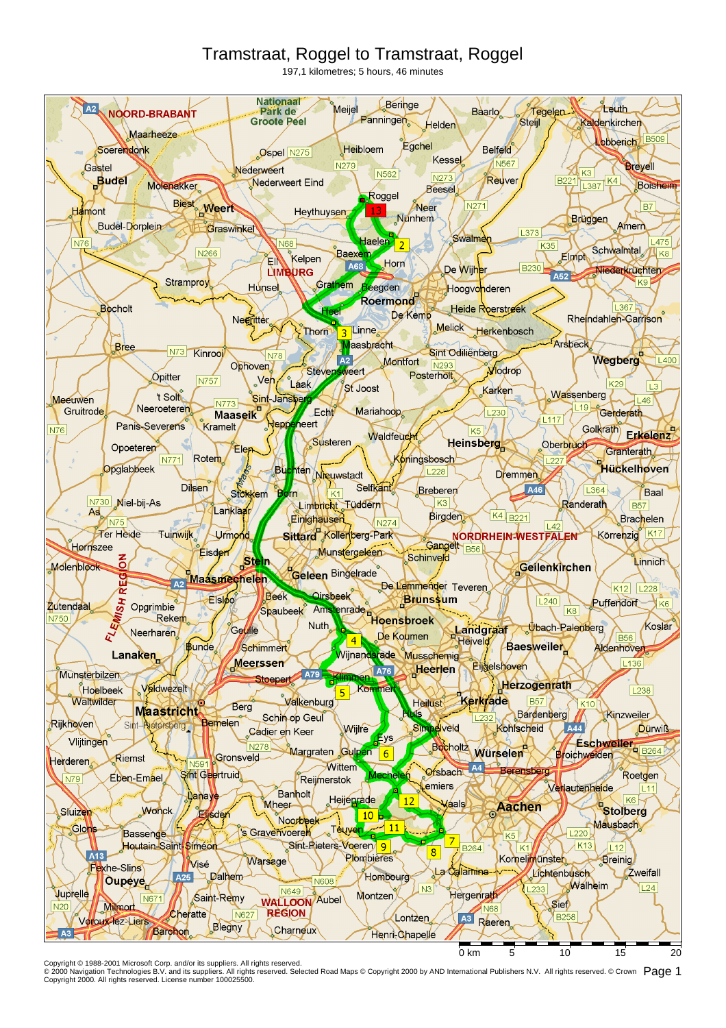# Tramstraat, Roggel to Tramstraat, Roggel

197,1 kilometres; 5 hours, 46 minutes

Copyright © 1988-2001 Microsoft Corp. and/or its suppliers. All rights reserved.
© 2000 Navigation Technologies B.V. and its suppliers. All rights reserved. Selected Road Maps © Copyright 2000 by AND International Publishers N.V. All rights reserved. © Crown Copyright 2000. All rights reserved. License number 100025500.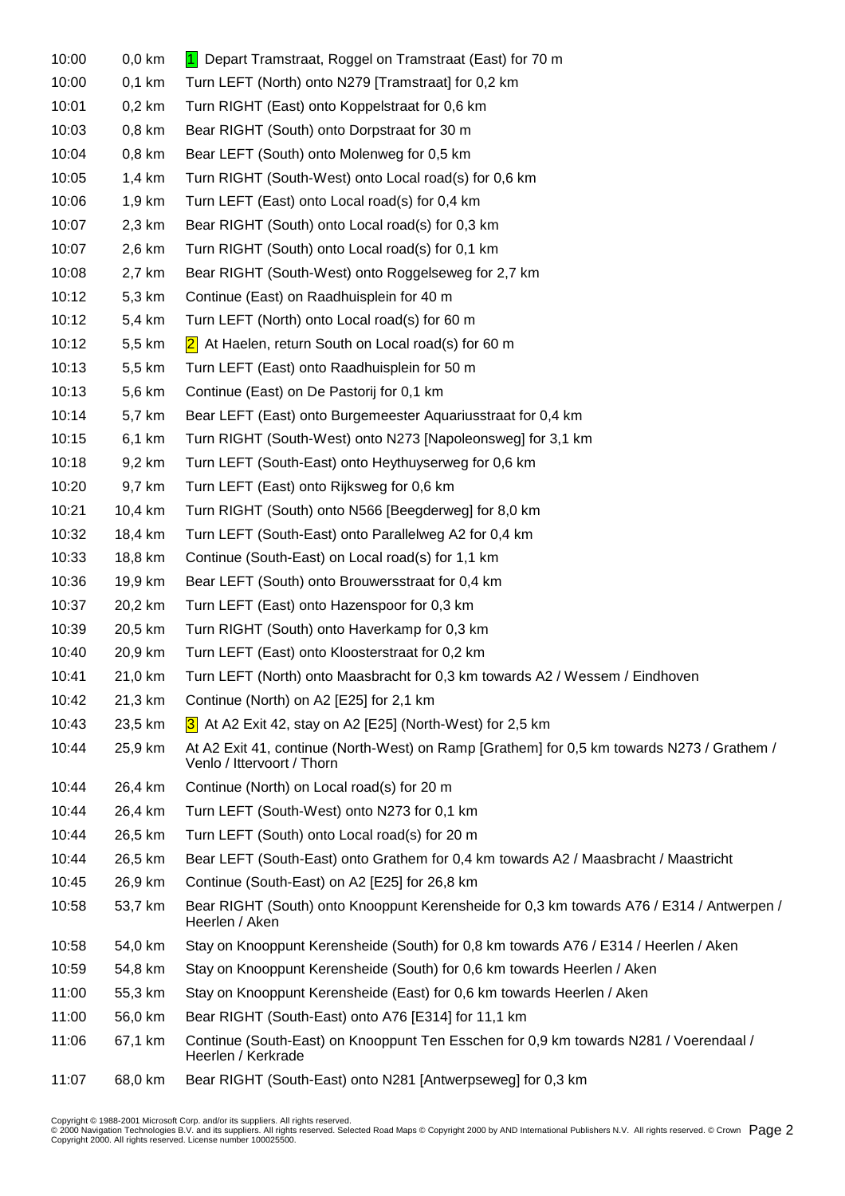| Time | Distance | Directions |
|---|---|---|
| 10:00 | 0,0 km | 1 Depart Tramstraat, Roggel on Tramstraat (East) for 70 m |
| 10:00 | 0,1 km | Turn LEFT (North) onto N279 [Tramstraat] for 0,2 km |
| 10:01 | 0,2 km | Turn RIGHT (East) onto Koppelstraat for 0,6 km |
| 10:03 | 0,8 km | Bear RIGHT (South) onto Dorpstraat for 30 m |
| 10:04 | 0,8 km | Bear LEFT (South) onto Molenweg for 0,5 km |
| 10:05 | 1,4 km | Turn RIGHT (South-West) onto Local road(s) for 0,6 km |
| 10:06 | 1,9 km | Turn LEFT (East) onto Local road(s) for 0,4 km |
| 10:07 | 2,3 km | Bear RIGHT (South) onto Local road(s) for 0,3 km |
| 10:07 | 2,6 km | Turn RIGHT (South) onto Local road(s) for 0,1 km |
| 10:08 | 2,7 km | Bear RIGHT (South-West) onto Roggelseweg for 2,7 km |
| 10:12 | 5,3 km | Continue (East) on Raadhuisplein for 40 m |
| 10:12 | 5,4 km | Turn LEFT (North) onto Local road(s) for 60 m |
| 10:12 | 5,5 km | 2 At Haelen, return South on Local road(s) for 60 m |
| 10:13 | 5,5 km | Turn LEFT (East) onto Raadhuisplein for 50 m |
| 10:13 | 5,6 km | Continue (East) on De Pastorij for 0,1 km |
| 10:14 | 5,7 km | Bear LEFT (East) onto Burgemeester Aquariusstraat for 0,4 km |
| 10:15 | 6,1 km | Turn RIGHT (South-West) onto N273 [Napoleonsweg] for 3,1 km |
| 10:18 | 9,2 km | Turn LEFT (South-East) onto Heythuyserweg for 0,6 km |
| 10:20 | 9,7 km | Turn LEFT (East) onto Rijksweg for 0,6 km |
| 10:21 | 10,4 km | Turn RIGHT (South) onto N566 [Beegderweg] for 8,0 km |
| 10:32 | 18,4 km | Turn LEFT (South-East) onto Parallelweg A2 for 0,4 km |
| 10:33 | 18,8 km | Continue (South-East) on Local road(s) for 1,1 km |
| 10:36 | 19,9 km | Bear LEFT (South) onto Brouwersstraat for 0,4 km |
| 10:37 | 20,2 km | Turn LEFT (East) onto Hazenspoor for 0,3 km |
| 10:39 | 20,5 km | Turn RIGHT (South) onto Haverkamp for 0,3 km |
| 10:40 | 20,9 km | Turn LEFT (East) onto Kloosterstraat for 0,2 km |
| 10:41 | 21,0 km | Turn LEFT (North) onto Maasbracht for 0,3 km towards A2 / Wessem / Eindhoven |
| 10:42 | 21,3 km | Continue (North) on A2 [E25] for 2,1 km |
| 10:43 | 23,5 km | 3 At A2 Exit 42, stay on A2 [E25] (North-West) for 2,5 km |
| 10:44 | 25,9 km | At A2 Exit 41, continue (North-West) on Ramp [Grathem] for 0,5 km towards N273 / Grathem / Venlo / Ittervoort / Thorn |
| 10:44 | 26,4 km | Continue (North) on Local road(s) for 20 m |
| 10:44 | 26,4 km | Turn LEFT (South-West) onto N273 for 0,1 km |
| 10:44 | 26,5 km | Turn LEFT (South) onto Local road(s) for 20 m |
| 10:44 | 26,5 km | Bear LEFT (South-East) onto Grathem for 0,4 km towards A2 / Maasbracht / Maastricht |
| 10:45 | 26,9 km | Continue (South-East) on A2 [E25] for 26,8 km |
| 10:58 | 53,7 km | Bear RIGHT (South) onto Knooppunt Kerensheide for 0,3 km towards A76 / E314 / Antwerpen / Heerlen / Aken |
| 10:58 | 54,0 km | Stay on Knooppunt Kerensheide (South) for 0,8 km towards A76 / E314 / Heerlen / Aken |
| 10:59 | 54,8 km | Stay on Knooppunt Kerensheide (South) for 0,6 km towards Heerlen / Aken |
| 11:00 | 55,3 km | Stay on Knooppunt Kerensheide (East) for 0,6 km towards Heerlen / Aken |
| 11:00 | 56,0 km | Bear RIGHT (South-East) onto A76 [E314] for 11,1 km |
| 11:06 | 67,1 km | Continue (South-East) on Knooppunt Ten Esschen for 0,9 km towards N281 / Voerendaal / Heerlen / Kerkrade |
| 11:07 | 68,0 km | Bear RIGHT (South-East) onto N281 [Antwerpseweg] for 0,3 km |

Copyright © 1988-2001 Microsoft Corp. and/or its suppliers. All rights reserved.
© 2000 Navigation Technologies B.V. and its suppliers. All rights reserved. Selected Road Maps © Copyright 2000 by AND International Publishers N.V. All rights reserved. © Crown Copyright 2000. All rights reserved. License number 100025500.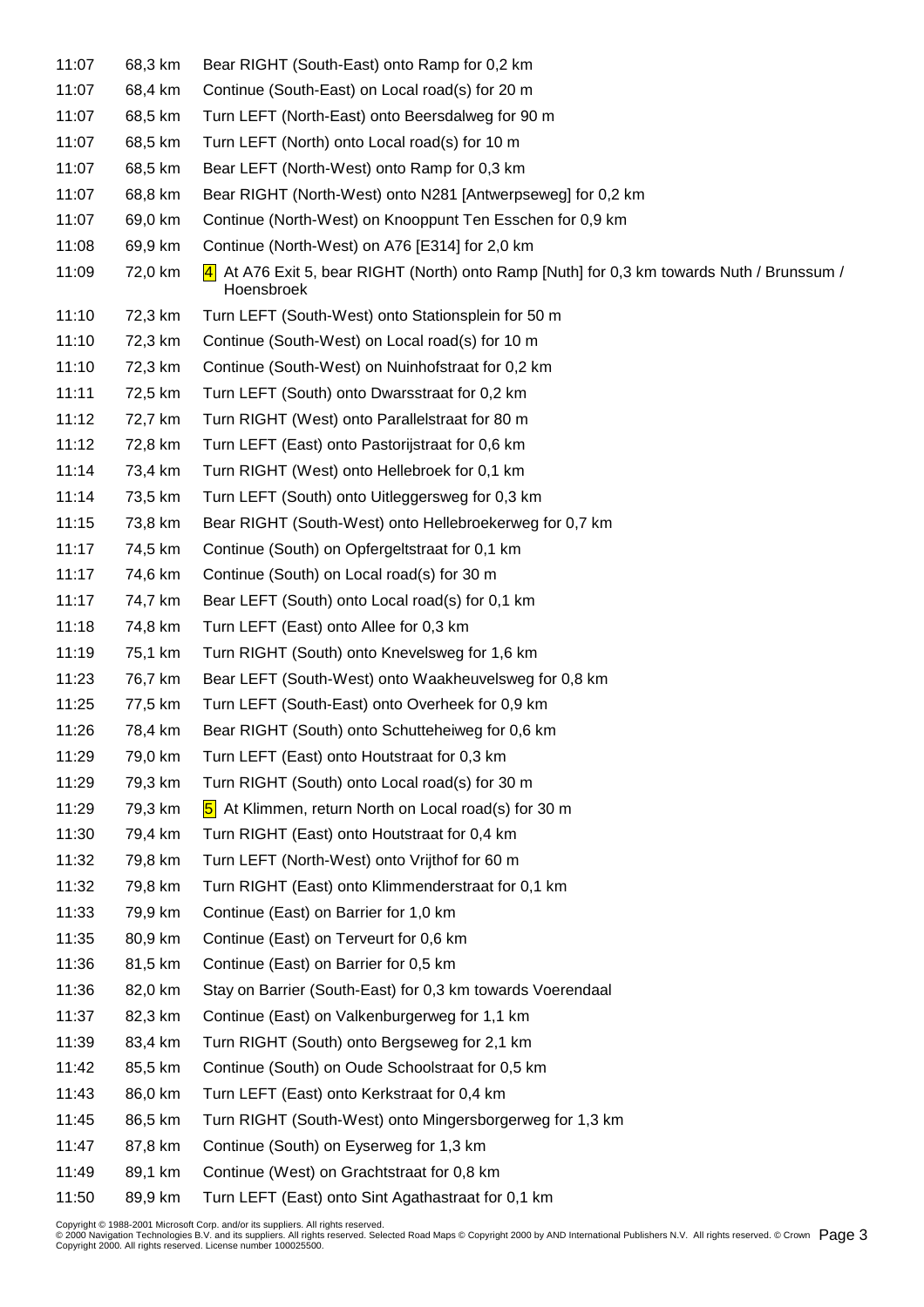| | | |
|---|---|---|
| 11:07 | 68,3 km | Bear RIGHT (South-East) onto Ramp for 0,2 km |
| 11:07 | 68,4 km | Continue (South-East) on Local road(s) for 20 m |
| 11:07 | 68,5 km | Turn LEFT (North-East) onto Beersdalweg for 90 m |
| 11:07 | 68,5 km | Turn LEFT (North) onto Local road(s) for 10 m |
| 11:07 | 68,5 km | Bear LEFT (North-West) onto Ramp for 0,3 km |
| 11:07 | 68,8 km | Bear RIGHT (North-West) onto N281 [Antwerpseweg] for 0,2 km |
| 11:07 | 69,0 km | Continue (North-West) on Knooppunt Ten Esschen for 0,9 km |
| 11:08 | 69,9 km | Continue (North-West) on A76 [E314] for 2,0 km |
| 11:09 | 72,0 km | 4 At A76 Exit 5, bear RIGHT (North) onto Ramp [Nuth] for 0,3 km towards Nuth / Brunssum / Hoensbroek |
| 11:10 | 72,3 km | Turn LEFT (South-West) onto Stationsplein for 50 m |
| 11:10 | 72,3 km | Continue (South-West) on Local road(s) for 10 m |
| 11:10 | 72,3 km | Continue (South-West) on Nuinhofstraat for 0,2 km |
| 11:11 | 72,5 km | Turn LEFT (South) onto Dwarsstraat for 0,2 km |
| 11:12 | 72,7 km | Turn RIGHT (West) onto Parallelstraat for 80 m |
| 11:12 | 72,8 km | Turn LEFT (East) onto Pastorijstraat for 0,6 km |
| 11:14 | 73,4 km | Turn RIGHT (West) onto Hellebroek for 0,1 km |
| 11:14 | 73,5 km | Turn LEFT (South) onto Uitleggersweg for 0,3 km |
| 11:15 | 73,8 km | Bear RIGHT (South-West) onto Hellebroekerweg for 0,7 km |
| 11:17 | 74,5 km | Continue (South) on Opfergeltstraat for 0,1 km |
| 11:17 | 74,6 km | Continue (South) on Local road(s) for 30 m |
| 11:17 | 74,7 km | Bear LEFT (South) onto Local road(s) for 0,1 km |
| 11:18 | 74,8 km | Turn LEFT (East) onto Allee for 0,3 km |
| 11:19 | 75,1 km | Turn RIGHT (South) onto Knevelsweg for 1,6 km |
| 11:23 | 76,7 km | Bear LEFT (South-West) onto Waakheuvelsweg for 0,8 km |
| 11:25 | 77,5 km | Turn LEFT (South-East) onto Overheek for 0,9 km |
| 11:26 | 78,4 km | Bear RIGHT (South) onto Schutteheiweg for 0,6 km |
| 11:29 | 79,0 km | Turn LEFT (East) onto Houtstraat for 0,3 km |
| 11:29 | 79,3 km | Turn RIGHT (South) onto Local road(s) for 30 m |
| 11:29 | 79,3 km | 5 At Klimmen, return North on Local road(s) for 30 m |
| 11:30 | 79,4 km | Turn RIGHT (East) onto Houtstraat for 0,4 km |
| 11:32 | 79,8 km | Turn LEFT (North-West) onto Vrijthof for 60 m |
| 11:32 | 79,8 km | Turn RIGHT (East) onto Klimmenderstraat for 0,1 km |
| 11:33 | 79,9 km | Continue (East) on Barrier for 1,0 km |
| 11:35 | 80,9 km | Continue (East) on Terveurt for 0,6 km |
| 11:36 | 81,5 km | Continue (East) on Barrier for 0,5 km |
| 11:36 | 82,0 km | Stay on Barrier (South-East) for 0,3 km towards Voerendaal |
| 11:37 | 82,3 km | Continue (East) on Valkenburgerweg for 1,1 km |
| 11:39 | 83,4 km | Turn RIGHT (South) onto Bergseweg for 2,1 km |
| 11:42 | 85,5 km | Continue (South) on Oude Schoolstraat for 0,5 km |
| 11:43 | 86,0 km | Turn LEFT (East) onto Kerkstraat for 0,4 km |
| 11:45 | 86,5 km | Turn RIGHT (South-West) onto Mingersborgerweg for 1,3 km |
| 11:47 | 87,8 km | Continue (South) on Eyserweg for 1,3 km |
| 11:49 | 89,1 km | Continue (West) on Grachtstraat for 0,8 km |
| 11:50 | 89,9 km | Turn LEFT (East) onto Sint Agathastraat for 0,1 km |

Copyright © 1988-2001 Microsoft Corp. and/or its suppliers. All rights reserved.
© 2000 Navigation Technologies B.V. and its suppliers. All rights reserved. Selected Road Maps © Copyright 2000 by AND International Publishers N.V. All rights reserved. © Crown Copyright 2000. All rights reserved. License number 100025500.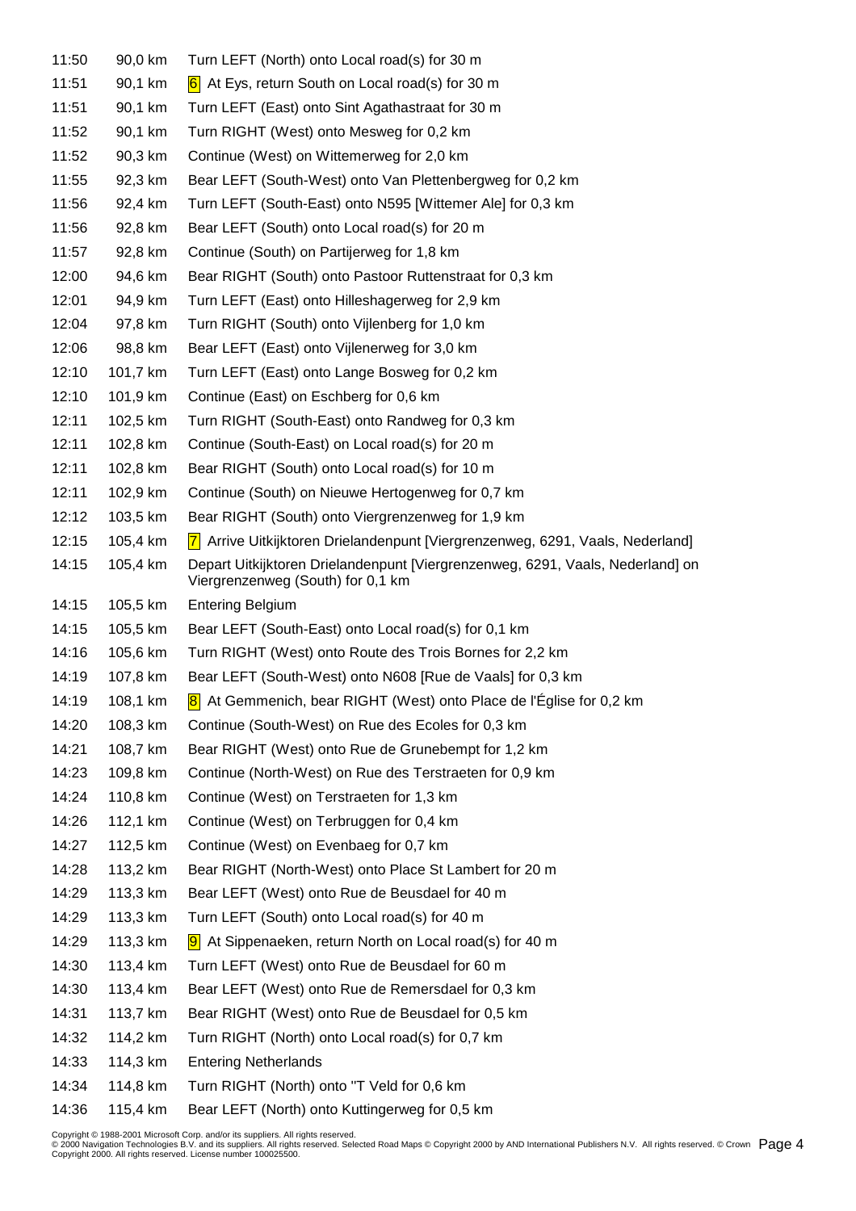| | | |
|---|---|---|
| 11:50 | 90,0 km | Turn LEFT (North) onto Local road(s) for 30 m |
| 11:51 | 90,1 km | 6 At Eys, return South on Local road(s) for 30 m |
| 11:51 | 90,1 km | Turn LEFT (East) onto Sint Agathastraat for 30 m |
| 11:52 | 90,1 km | Turn RIGHT (West) onto Mesweg for 0,2 km |
| 11:52 | 90,3 km | Continue (West) on Wittemerweg for 2,0 km |
| 11:55 | 92,3 km | Bear LEFT (South-West) onto Van Plettenbergweg for 0,2 km |
| 11:56 | 92,4 km | Turn LEFT (South-East) onto N595 [Wittemer Ale] for 0,3 km |
| 11:56 | 92,8 km | Bear LEFT (South) onto Local road(s) for 20 m |
| 11:57 | 92,8 km | Continue (South) on Partijerweg for 1,8 km |
| 12:00 | 94,6 km | Bear RIGHT (South) onto Pastoor Ruttenstraat for 0,3 km |
| 12:01 | 94,9 km | Turn LEFT (East) onto Hilleshagerweg for 2,9 km |
| 12:04 | 97,8 km | Turn RIGHT (South) onto Vijlenberg for 1,0 km |
| 12:06 | 98,8 km | Bear LEFT (East) onto Vijlenerweg for 3,0 km |
| 12:10 | 101,7 km | Turn LEFT (East) onto Lange Bosweg for 0,2 km |
| 12:10 | 101,9 km | Continue (East) on Eschberg for 0,6 km |
| 12:11 | 102,5 km | Turn RIGHT (South-East) onto Randweg for 0,3 km |
| 12:11 | 102,8 km | Continue (South-East) on Local road(s) for 20 m |
| 12:11 | 102,8 km | Bear RIGHT (South) onto Local road(s) for 10 m |
| 12:11 | 102,9 km | Continue (South) on Nieuwe Hertogenweg for 0,7 km |
| 12:12 | 103,5 km | Bear RIGHT (South) onto Viergrenzenweg for 1,9 km |
| 12:15 | 105,4 km | 7 Arrive Uitkijktoren Drielandenpunt [Viergrenzenweg, 6291, Vaals, Nederland] |
| 14:15 | 105,4 km | Depart Uitkijktoren Drielandenpunt [Viergrenzenweg, 6291, Vaals, Nederland] on Viergrenzenweg (South) for 0,1 km |
| 14:15 | 105,5 km | Entering Belgium |
| 14:15 | 105,5 km | Bear LEFT (South-East) onto Local road(s) for 0,1 km |
| 14:16 | 105,6 km | Turn RIGHT (West) onto Route des Trois Bornes for 2,2 km |
| 14:19 | 107,8 km | Bear LEFT (South-West) onto N608 [Rue de Vaals] for 0,3 km |
| 14:19 | 108,1 km | 8 At Gemmenich, bear RIGHT (West) onto Place de l'Église for 0,2 km |
| 14:20 | 108,3 km | Continue (South-West) on Rue des Ecoles for 0,3 km |
| 14:21 | 108,7 km | Bear RIGHT (West) onto Rue de Grunebempt for 1,2 km |
| 14:23 | 109,8 km | Continue (North-West) on Rue des Terstraeten for 0,9 km |
| 14:24 | 110,8 km | Continue (West) on Terstraeten for 1,3 km |
| 14:26 | 112,1 km | Continue (West) on Terbruggen for 0,4 km |
| 14:27 | 112,5 km | Continue (West) on Evenbaeg for 0,7 km |
| 14:28 | 113,2 km | Bear RIGHT (North-West) onto Place St Lambert for 20 m |
| 14:29 | 113,3 km | Bear LEFT (West) onto Rue de Beusdael for 40 m |
| 14:29 | 113,3 km | Turn LEFT (South) onto Local road(s) for 40 m |
| 14:29 | 113,3 km | 9 At Sippenaeken, return North on Local road(s) for 40 m |
| 14:30 | 113,4 km | Turn LEFT (West) onto Rue de Beusdael for 60 m |
| 14:30 | 113,4 km | Bear LEFT (West) onto Rue de Remersdael for 0,3 km |
| 14:31 | 113,7 km | Bear RIGHT (West) onto Rue de Beusdael for 0,5 km |
| 14:32 | 114,2 km | Turn RIGHT (North) onto Local road(s) for 0,7 km |
| 14:33 | 114,3 km | Entering Netherlands |
| 14:34 | 114,8 km | Turn RIGHT (North) onto ''T Veld for 0,6 km |
| 14:36 | 115,4 km | Bear LEFT (North) onto Kuttingerweg for 0,5 km |

Copyright © 1988-2001 Microsoft Corp. and/or its suppliers. All rights reserved.
© 2000 Navigation Technologies B.V. and its suppliers. All rights reserved. Selected Road Maps © Copyright 2000 by AND International Publishers N.V. All rights reserved. © Crown Copyright 2000. All rights reserved. License number 100025500.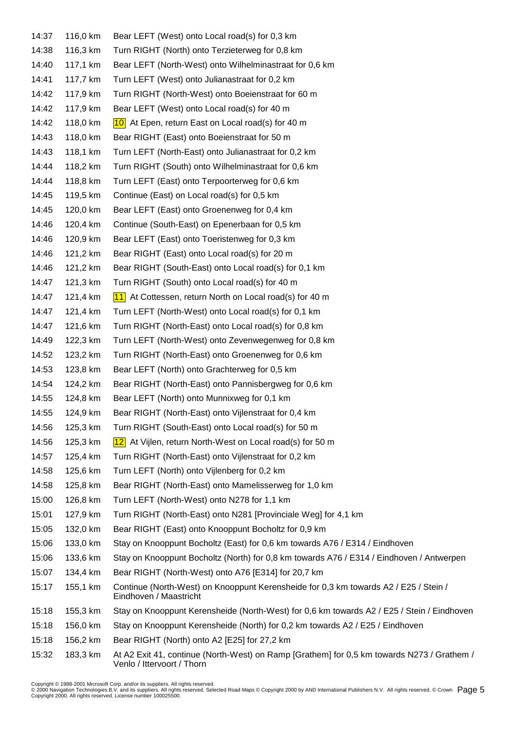| | | |
|---|---|---|
| 14:37 | 116,0 km | Bear LEFT (West) onto Local road(s) for 0,3 km |
| 14:38 | 116,3 km | Turn RIGHT (North) onto Terzieterweg for 0,8 km |
| 14:40 | 117,1 km | Bear LEFT (North-West) onto Wilhelminastraat for 0,6 km |
| 14:41 | 117,7 km | Turn LEFT (West) onto Julianastraat for 0,2 km |
| 14:42 | 117,9 km | Turn RIGHT (North-West) onto Boeienstraat for 60 m |
| 14:42 | 117,9 km | Bear LEFT (West) onto Local road(s) for 40 m |
| 14:42 | 118,0 km | 10 At Epen, return East on Local road(s) for 40 m |
| 14:43 | 118,0 km | Bear RIGHT (East) onto Boeienstraat for 50 m |
| 14:43 | 118,1 km | Turn LEFT (North-East) onto Julianastraat for 0,2 km |
| 14:44 | 118,2 km | Turn RIGHT (South) onto Wilhelminastraat for 0,6 km |
| 14:44 | 118,8 km | Turn LEFT (East) onto Terpoorterweg for 0,6 km |
| 14:45 | 119,5 km | Continue (East) on Local road(s) for 0,5 km |
| 14:45 | 120,0 km | Bear LEFT (East) onto Groenenweg for 0,4 km |
| 14:46 | 120,4 km | Continue (South-East) on Epenerbaan for 0,5 km |
| 14:46 | 120,9 km | Bear LEFT (East) onto Toeristenweg for 0,3 km |
| 14:46 | 121,2 km | Bear RIGHT (East) onto Local road(s) for 20 m |
| 14:46 | 121,2 km | Bear RIGHT (South-East) onto Local road(s) for 0,1 km |
| 14:47 | 121,3 km | Turn RIGHT (South) onto Local road(s) for 40 m |
| 14:47 | 121,4 km | 11 At Cottessen, return North on Local road(s) for 40 m |
| 14:47 | 121,4 km | Turn LEFT (North-West) onto Local road(s) for 0,1 km |
| 14:47 | 121,6 km | Turn RIGHT (North-East) onto Local road(s) for 0,8 km |
| 14:49 | 122,3 km | Turn LEFT (North-West) onto Zevenwegenweg for 0,8 km |
| 14:52 | 123,2 km | Turn RIGHT (North-East) onto Groenenweg for 0,6 km |
| 14:53 | 123,8 km | Bear LEFT (North) onto Grachterweg for 0,5 km |
| 14:54 | 124,2 km | Bear RIGHT (North-East) onto Pannisbergweg for 0,6 km |
| 14:55 | 124,8 km | Bear LEFT (North) onto Munnixweg for 0,1 km |
| 14:55 | 124,9 km | Bear RIGHT (North-East) onto Vijlenstraat for 0,4 km |
| 14:56 | 125,3 km | Turn RIGHT (South-East) onto Local road(s) for 50 m |
| 14:56 | 125,3 km | 12 At Vijlen, return North-West on Local road(s) for 50 m |
| 14:57 | 125,4 km | Turn RIGHT (North-East) onto Vijlenstraat for 0,2 km |
| 14:58 | 125,6 km | Turn LEFT (North) onto Vijlenberg for 0,2 km |
| 14:58 | 125,8 km | Bear RIGHT (North-East) onto Mamelisserweg for 1,0 km |
| 15:00 | 126,8 km | Turn LEFT (North-West) onto N278 for 1,1 km |
| 15:01 | 127,9 km | Turn RIGHT (North-East) onto N281 [Provinciale Weg] for 4,1 km |
| 15:05 | 132,0 km | Bear RIGHT (East) onto Knooppunt Bocholtz for 0,9 km |
| 15:06 | 133,0 km | Stay on Knooppunt Bocholtz (East) for 0,6 km towards A76 / E314 / Eindhoven |
| 15:06 | 133,6 km | Stay on Knooppunt Bocholtz (North) for 0,8 km towards A76 / E314 / Eindhoven / Antwerpen |
| 15:07 | 134,4 km | Bear RIGHT (North-West) onto A76 [E314] for 20,7 km |
| 15:17 | 155,1 km | Continue (North-West) on Knooppunt Kerensheide for 0,3 km towards A2 / E25 / Stein / Eindhoven / Maastricht |
| 15:18 | 155,3 km | Stay on Knooppunt Kerensheide (North-West) for 0,6 km towards A2 / E25 / Stein / Eindhoven |
| 15:18 | 156,0 km | Stay on Knooppunt Kerensheide (North) for 0,2 km towards A2 / E25 / Eindhoven |
| 15:18 | 156,2 km | Bear RIGHT (North) onto A2 [E25] for 27,2 km |
| 15:32 | 183,3 km | At A2 Exit 41, continue (North-West) on Ramp [Grathem] for 0,5 km towards N273 / Grathem / Venlo / Ittervoort / Thorn |

Copyright © 1988-2001 Microsoft Corp. and/or its suppliers. All rights reserved.
© 2000 Navigation Technologies B.V. and its suppliers. All rights reserved. Selected Road Maps © Copyright 2000 by AND International Publishers N.V. All rights reserved. © Crown Copyright 2000. All rights reserved. License number 100025500.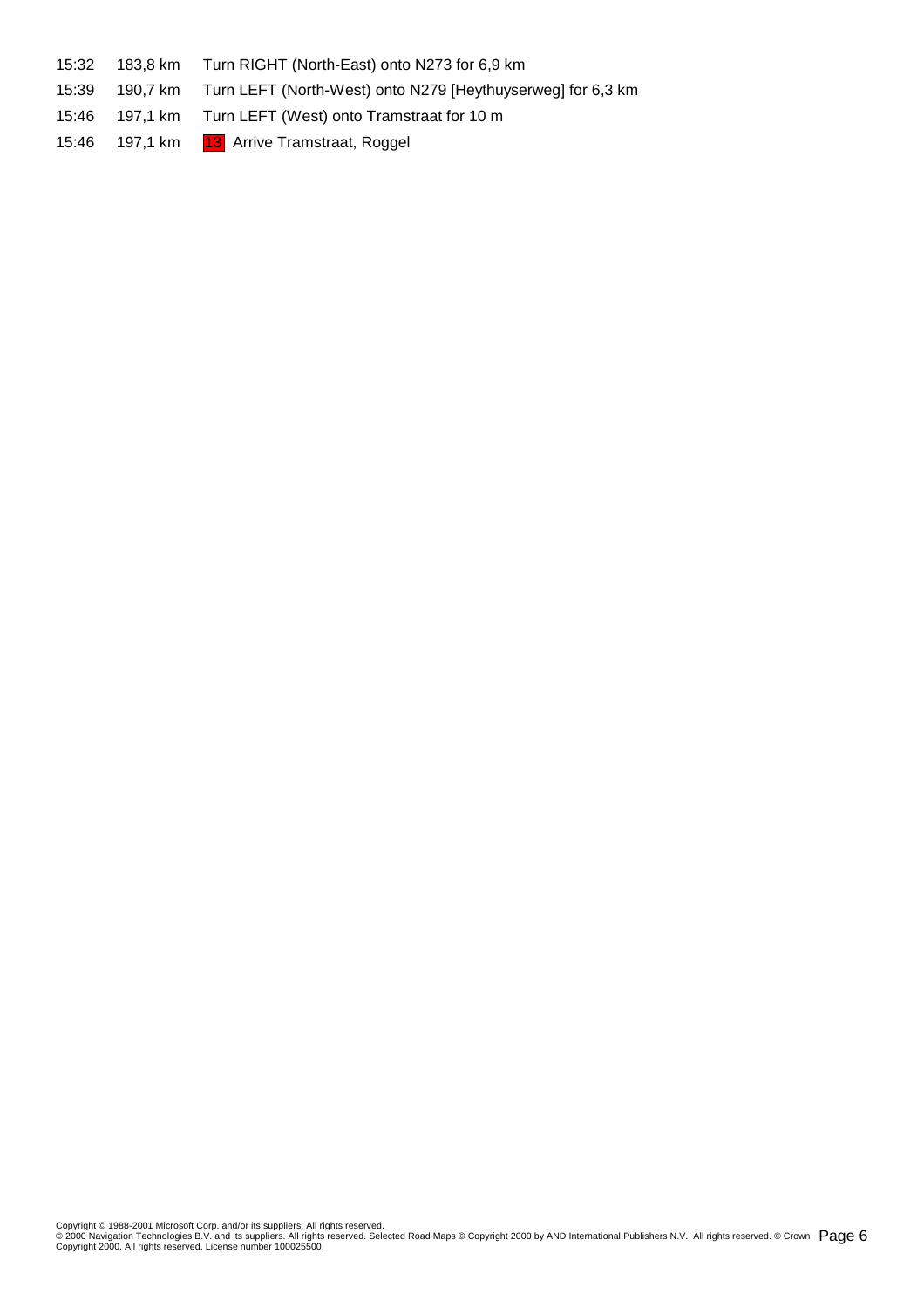| | | |
|---|---|---|
| 15:32 | 183,8 km | Turn RIGHT (North-East) onto N273 for 6,9 km |
| 15:39 | 190,7 km | Turn LEFT (North-West) onto N279 [Heythuyserweg] for 6,3 km |
| 15:46 | 197,1 km | Turn LEFT (West) onto Tramstraat for 10 m |
| 15:46 | 197,1 km | 13 Arrive Tramstraat, Roggel |

Copyright © 1988-2001 Microsoft Corp. and/or its suppliers. All rights reserved.
© 2000 Navigation Technologies B.V. and its suppliers. All rights reserved. Selected Road Maps © Copyright 2000 by AND International Publishers N.V. All rights reserved. © Crown Copyright 2000. All rights reserved. License number 100025500.